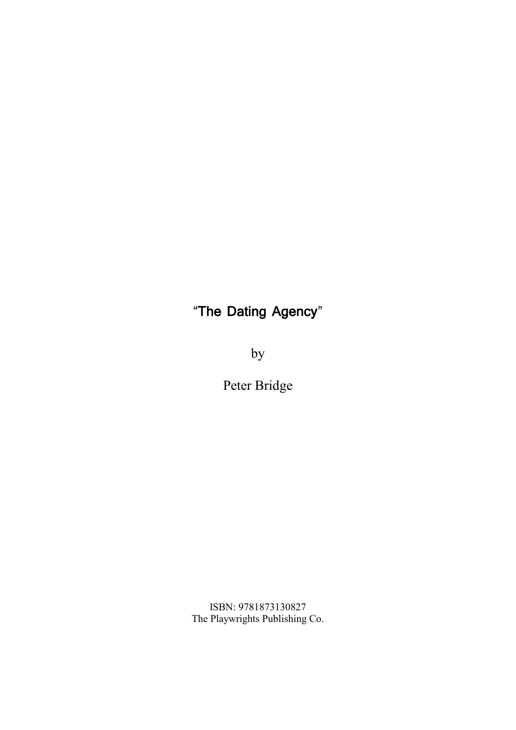# "The Dating Agency"

by

Peter Bridge

ISBN: 9781873130827
The Playwrights Publishing Co.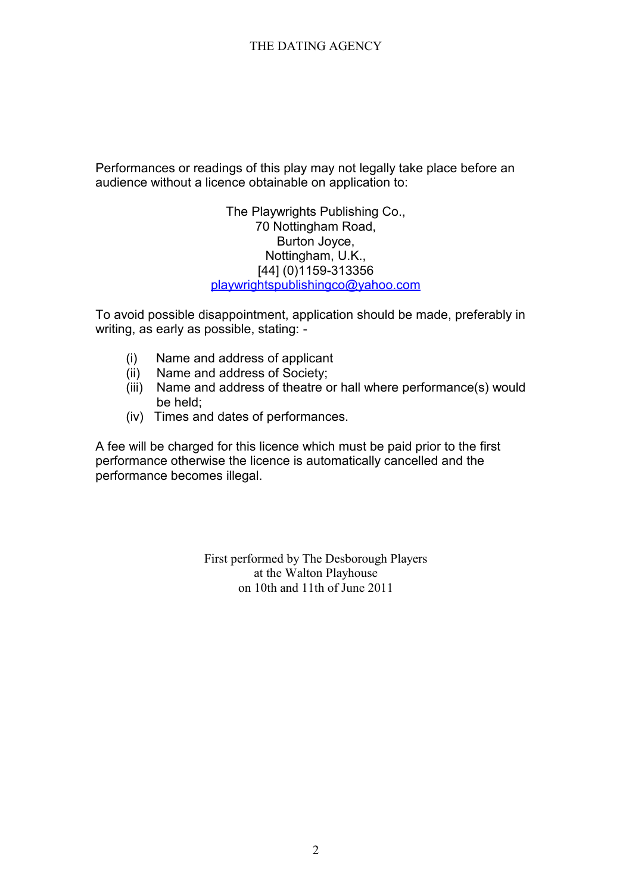Performances or readings of this play may not legally take place before an audience without a licence obtainable on application to:

The Playwrights Publishing Co.,  
70 Nottingham Road,  
Burton Joyce,  
Nottingham, U.K.,  
[44] (0)1159-313356  
playwrightspublishingco@yahoo.com

To avoid possible disappointment, application should be made, preferably in writing, as early as possible, stating: -

(i) Name and address of applicant  
(ii) Name and address of Society;  
(iii) Name and address of theatre or hall where performance(s) would be held;  
(iv) Times and dates of performances.

A fee will be charged for this licence which must be paid prior to the first performance otherwise the licence is automatically cancelled and the performance becomes illegal.

First performed by The Desborough Players  
at the Walton Playhouse  
on 10th and 11th of June 2011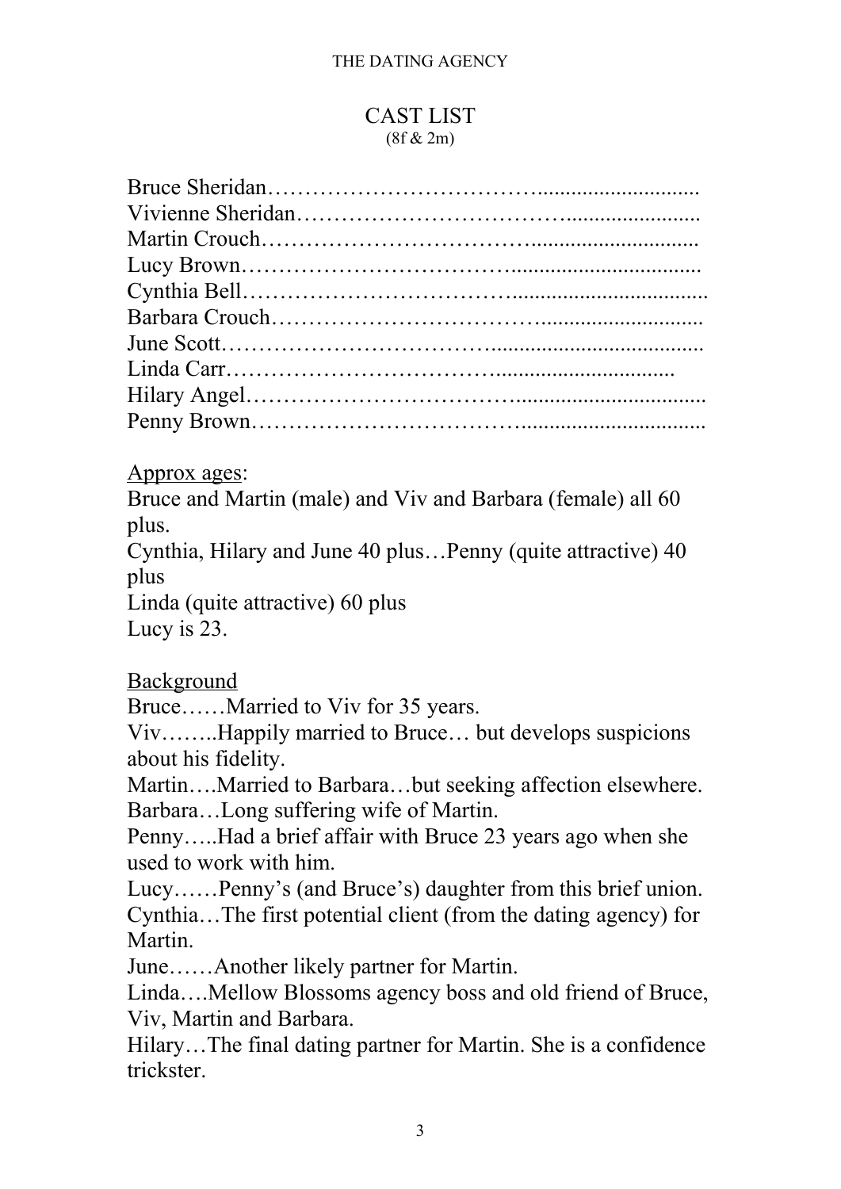# CAST LIST

(8f & 2m)

Bruce Sheridan……………………………..........................
Vivienne Sheridan……………………………......................
Martin Crouch……………………………............................
Lucy Brown……………………………................................
Cynthia Bell……………………………..................................
Barbara Crouch……………………………............................
June Scott……………………………......................................
Linda Carr……………………………...............................
Hilary Angel……………………………...................................
Penny Brown……………………………................................

Approx ages:

Bruce and Martin (male) and Viv and Barbara (female) all 60 plus.
Cynthia, Hilary and June 40 plus…Penny (quite attractive) 40 plus
Linda (quite attractive) 60 plus
Lucy is 23.

Background

Bruce……Married to Viv for 35 years.
Viv……..Happily married to Bruce… but develops suspicions about his fidelity.
Martin….Married to Barbara…but seeking affection elsewhere.
Barbara…Long suffering wife of Martin.
Penny…..Had a brief affair with Bruce 23 years ago when she used to work with him.
Lucy……Penny's (and Bruce's) daughter from this brief union.
Cynthia…The first potential client (from the dating agency) for Martin.
June……Another likely partner for Martin.
Linda….Mellow Blossoms agency boss and old friend of Bruce, Viv, Martin and Barbara.
Hilary…The final dating partner for Martin. She is a confidence trickster.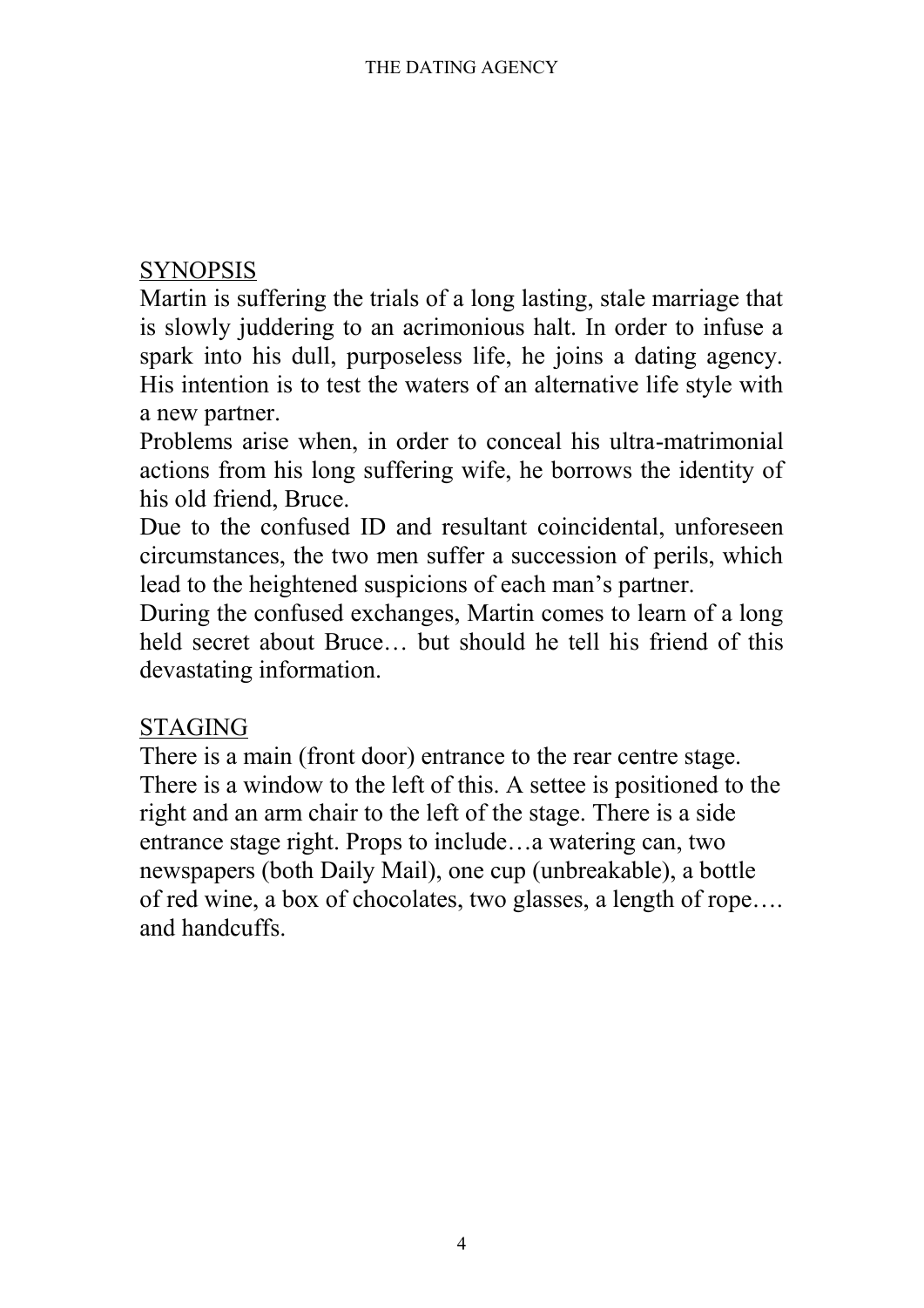## SYNOPSIS

Martin is suffering the trials of a long lasting, stale marriage that is slowly juddering to an acrimonious halt. In order to infuse a spark into his dull, purposeless life, he joins a dating agency. His intention is to test the waters of an alternative life style with a new partner.

Problems arise when, in order to conceal his ultra-matrimonial actions from his long suffering wife, he borrows the identity of his old friend, Bruce.

Due to the confused ID and resultant coincidental, unforeseen circumstances, the two men suffer a succession of perils, which lead to the heightened suspicions of each man's partner.

During the confused exchanges, Martin comes to learn of a long held secret about Bruce… but should he tell his friend of this devastating information.

## STAGING

There is a main (front door) entrance to the rear centre stage. There is a window to the left of this. A settee is positioned to the right and an arm chair to the left of the stage. There is a side entrance stage right. Props to include…a watering can, two newspapers (both Daily Mail), one cup (unbreakable), a bottle of red wine, a box of chocolates, two glasses, a length of rope…. and handcuffs.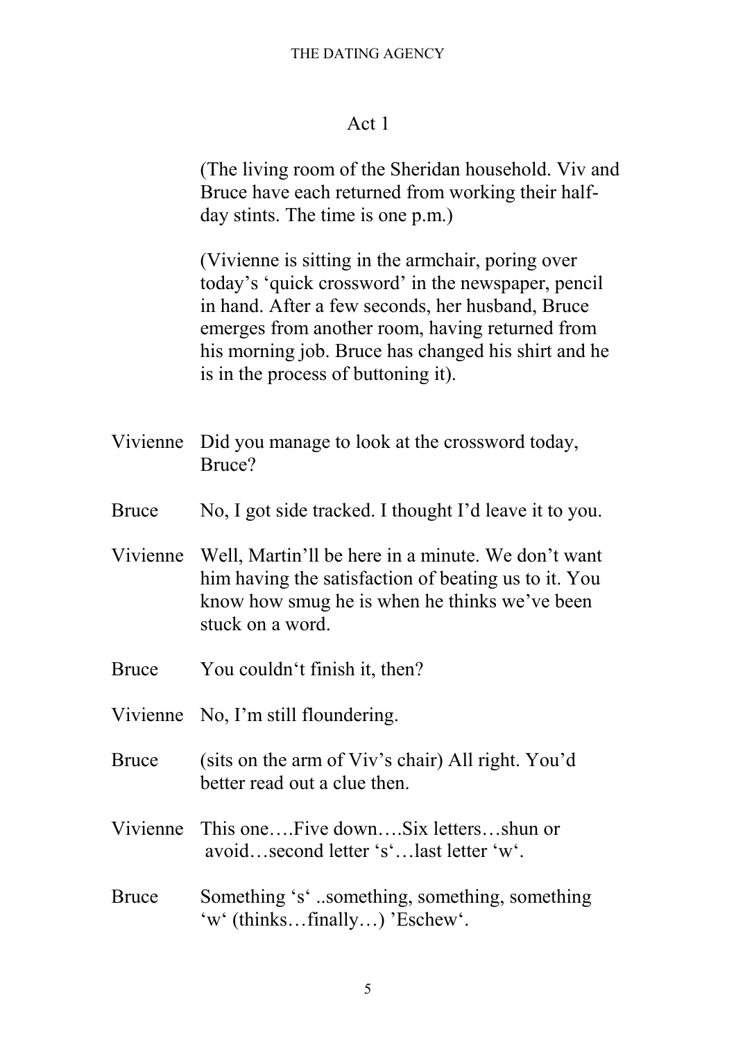## Act 1

(The living room of the Sheridan household. Viv and Bruce have each returned from working their half-day stints. The time is one p.m.)

(Vivienne is sitting in the armchair, poring over today's 'quick crossword' in the newspaper, pencil in hand. After a few seconds, her husband, Bruce emerges from another room, having returned from his morning job. Bruce has changed his shirt and he is in the process of buttoning it).

**Vivienne** Did you manage to look at the crossword today, Bruce?

**Bruce** No, I got side tracked. I thought I'd leave it to you.

**Vivienne** Well, Martin'll be here in a minute. We don't want him having the satisfaction of beating us to it. You know how smug he is when he thinks we've been stuck on a word.

**Bruce** You couldn't finish it, then?

**Vivienne** No, I'm still floundering.

**Bruce** (sits on the arm of Viv's chair) All right. You'd better read out a clue then.

**Vivienne** This one….Five down….Six letters…shun or avoid…second letter 's'…last letter 'w'.

**Bruce** Something 's' ..something, something, something 'w' (thinks…finally…) 'Eschew'.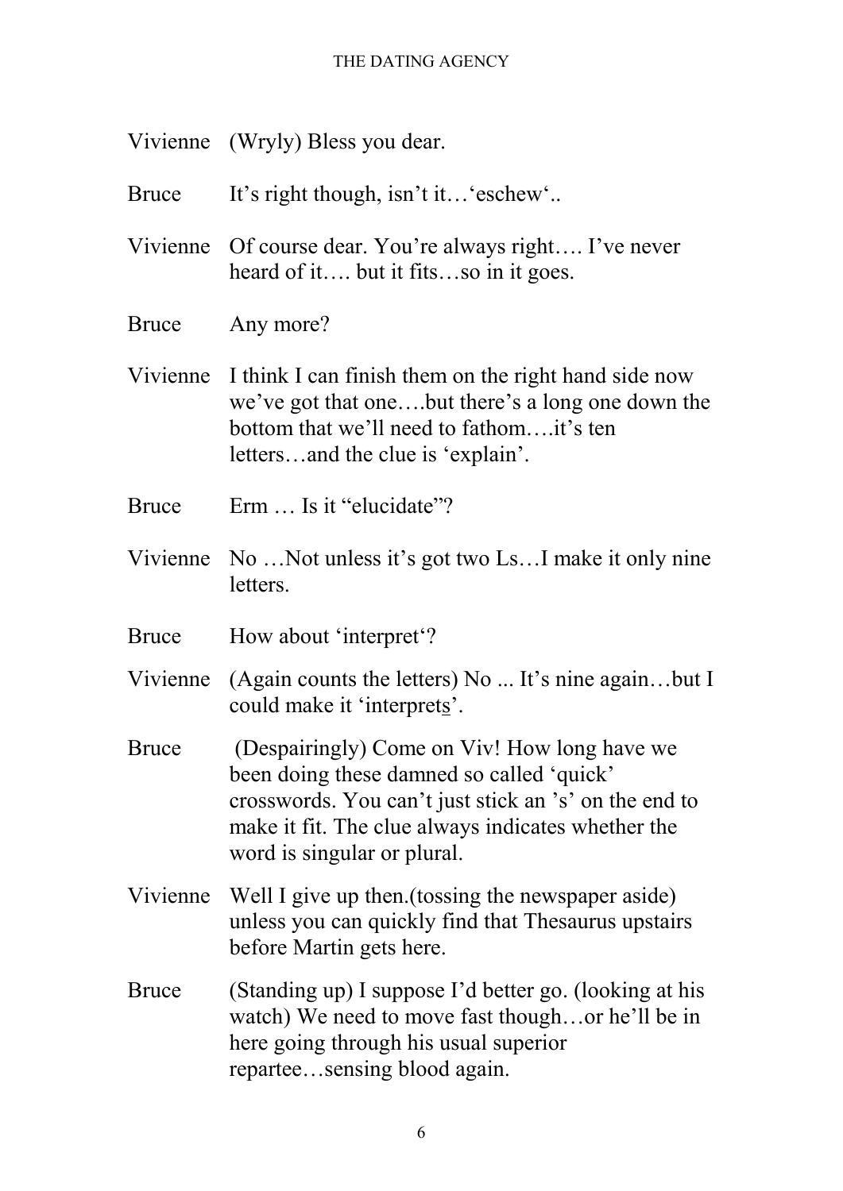Vivienne (Wryly) Bless you dear.

Bruce It's right though, isn't it…'eschew'..

Vivienne Of course dear. You're always right…. I've never heard of it…. but it fits…so in it goes.

Bruce Any more?

Vivienne I think I can finish them on the right hand side now we've got that one….but there's a long one down the bottom that we'll need to fathom….it's ten letters…and the clue is 'explain'.

Bruce Erm … Is it "elucidate"?

Vivienne No …Not unless it's got two Ls…I make it only nine letters.

Bruce How about 'interpret'?

Vivienne (Again counts the letters) No ... It's nine again…but I could make it 'interpret<u>s</u>'.

Bruce (Despairingly) Come on Viv! How long have we been doing these damned so called 'quick' crosswords. You can't just stick an 's' on the end to make it fit. The clue always indicates whether the word is singular or plural.

Vivienne Well I give up then.(tossing the newspaper aside) unless you can quickly find that Thesaurus upstairs before Martin gets here.

Bruce (Standing up) I suppose I'd better go. (looking at his watch) We need to move fast though…or he'll be in here going through his usual superior repartee…sensing blood again.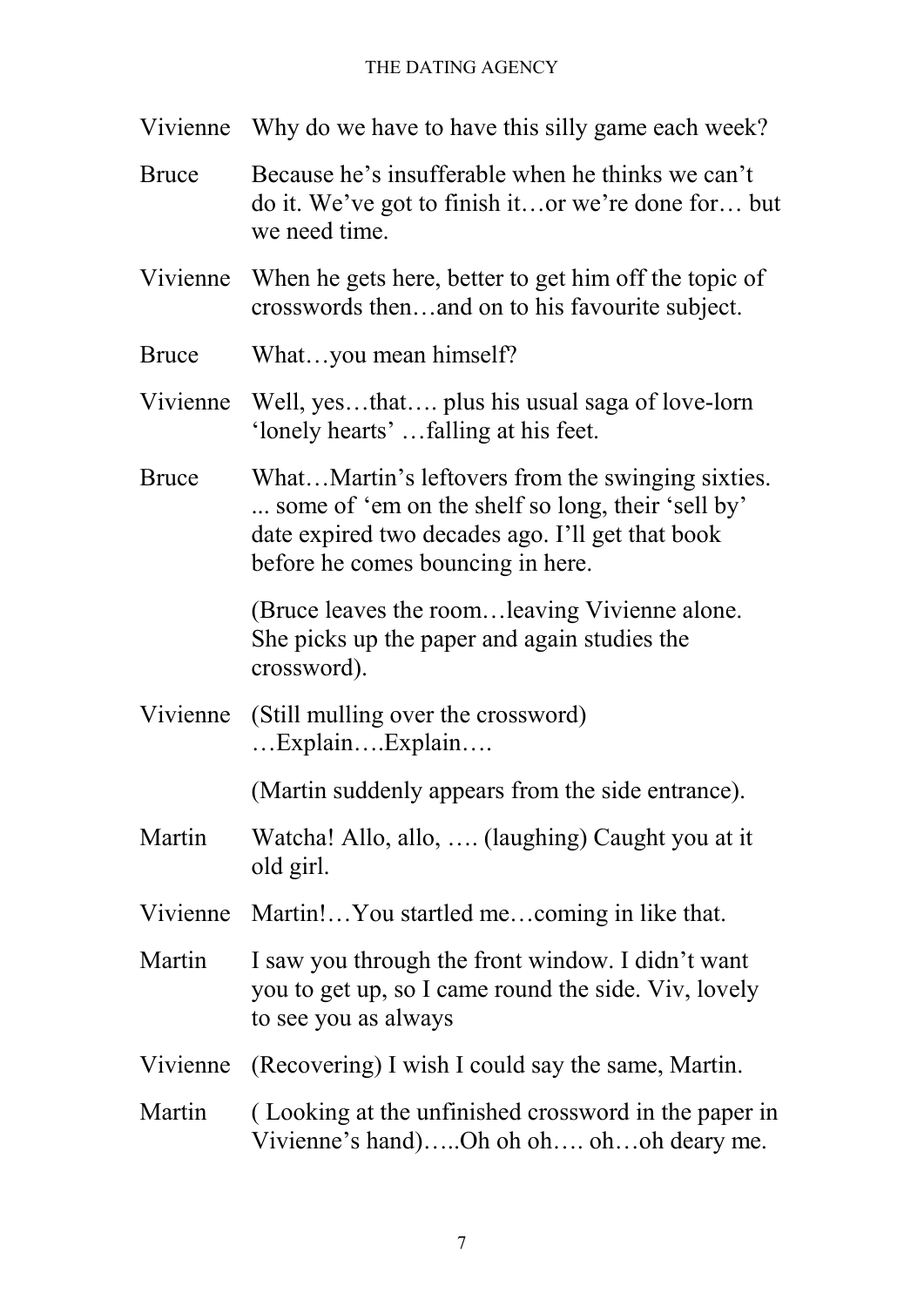Vivienne Why do we have to have this silly game each week?

Bruce Because he's insufferable when he thinks we can't do it. We've got to finish it…or we're done for… but we need time.

Vivienne When he gets here, better to get him off the topic of crosswords then…and on to his favourite subject.

Bruce What…you mean himself?

Vivienne Well, yes…that…. plus his usual saga of love-lorn 'lonely hearts' …falling at his feet.

Bruce What…Martin's leftovers from the swinging sixties. ... some of 'em on the shelf so long, their 'sell by' date expired two decades ago. I'll get that book before he comes bouncing in here.

(Bruce leaves the room…leaving Vivienne alone. She picks up the paper and again studies the crossword).

Vivienne (Still mulling over the crossword) …Explain….Explain….

(Martin suddenly appears from the side entrance).

Martin Watcha! Allo, allo, …. (laughing) Caught you at it old girl.

Vivienne Martin!…You startled me…coming in like that.

Martin I saw you through the front window. I didn't want you to get up, so I came round the side. Viv, lovely to see you as always

Vivienne (Recovering) I wish I could say the same, Martin.

Martin ( Looking at the unfinished crossword in the paper in Vivienne's hand)…..Oh oh oh…. oh…oh deary me.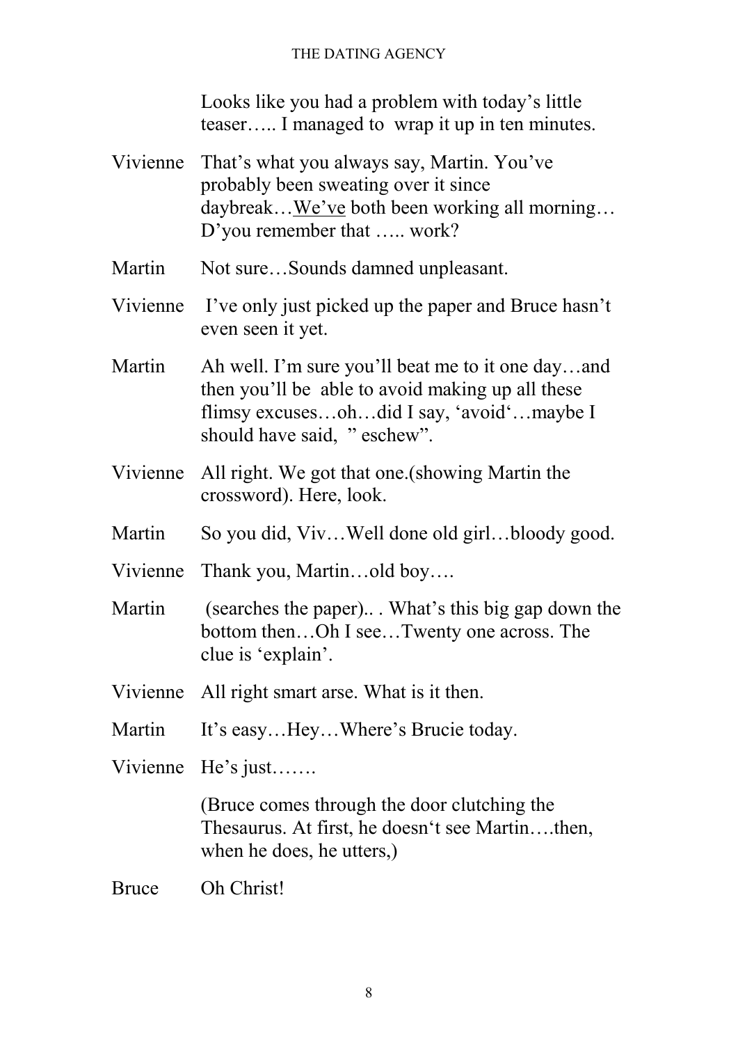Looks like you had a problem with today's little teaser….. I managed to wrap it up in ten minutes.

Vivienne That's what you always say, Martin. You've probably been sweating over it since daybreak…<u>We've</u> both been working all morning… D'you remember that ….. work?

Martin Not sure…Sounds damned unpleasant.

Vivienne I've only just picked up the paper and Bruce hasn't even seen it yet.

Martin Ah well. I'm sure you'll beat me to it one day…and then you'll be able to avoid making up all these flimsy excuses…oh…did I say, 'avoid'…maybe I should have said, " eschew".

Vivienne All right. We got that one.(showing Martin the crossword). Here, look.

Martin So you did, Viv…Well done old girl…bloody good.

Vivienne Thank you, Martin…old boy….

Martin (searches the paper).. . What's this big gap down the bottom then…Oh I see…Twenty one across. The clue is 'explain'.

Vivienne All right smart arse. What is it then.

Martin It's easy…Hey…Where's Brucie today.

Vivienne He's just…….

(Bruce comes through the door clutching the Thesaurus. At first, he doesn't see Martin….then, when he does, he utters,)

Bruce Oh Christ!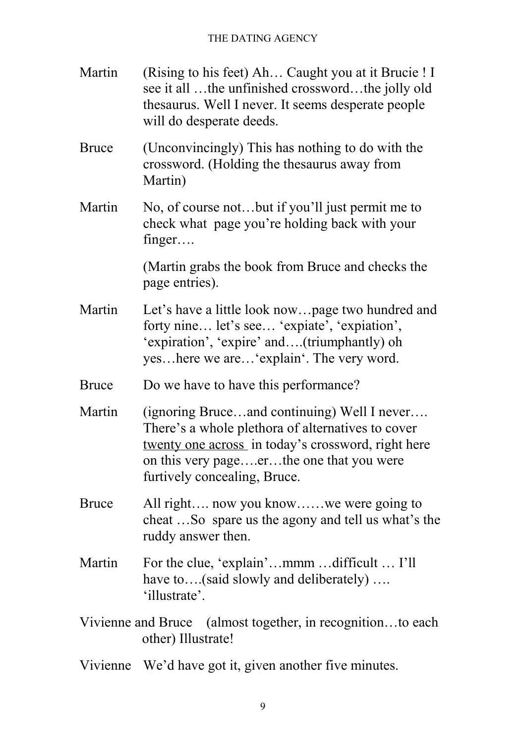Martin (Rising to his feet) Ah… Caught you at it Brucie ! I see it all …the unfinished crossword…the jolly old thesaurus. Well I never. It seems desperate people will do desperate deeds.

Bruce (Unconvincingly) This has nothing to do with the crossword. (Holding the thesaurus away from Martin)

Martin No, of course not…but if you'll just permit me to check what page you're holding back with your finger….

(Martin grabs the book from Bruce and checks the page entries).

Martin Let's have a little look now…page two hundred and forty nine… let's see… 'expiate', 'expiation', 'expiration', 'expire' and….(triumphantly) oh yes…here we are…'explain'. The very word.

Bruce Do we have to have this performance?

Martin (ignoring Bruce…and continuing) Well I never…. There's a whole plethora of alternatives to cover <u>twenty one across</u> in today's crossword, right here on this very page….er…the one that you were furtively concealing, Bruce.

Bruce All right…. now you know……we were going to cheat …So spare us the agony and tell us what's the ruddy answer then.

Martin For the clue, 'explain'…mmm …difficult … I'll have to….(said slowly and deliberately) …. 'illustrate'.

Vivienne and Bruce (almost together, in recognition…to each other) Illustrate!

Vivienne We'd have got it, given another five minutes.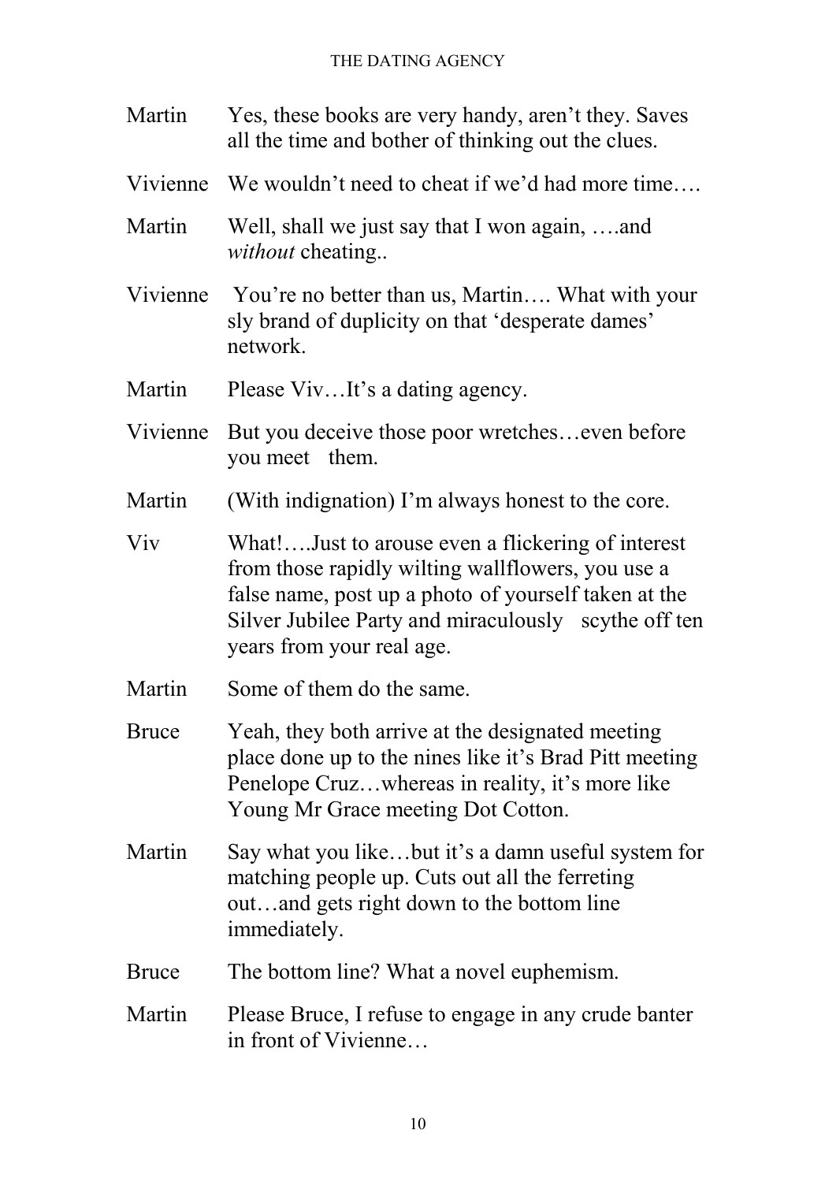Martin Yes, these books are very handy, aren't they. Saves all the time and bother of thinking out the clues.

Vivienne We wouldn't need to cheat if we'd had more time….

Martin Well, shall we just say that I won again, ….and *without* cheating..

Vivienne You're no better than us, Martin…. What with your sly brand of duplicity on that 'desperate dames' network.

Martin Please Viv…It's a dating agency.

Vivienne But you deceive those poor wretches…even before you meet them.

Martin (With indignation) I'm always honest to the core.

Viv What!….Just to arouse even a flickering of interest from those rapidly wilting wallflowers, you use a false name, post up a photo of yourself taken at the Silver Jubilee Party and miraculously scythe off ten years from your real age.

Martin Some of them do the same.

Bruce Yeah, they both arrive at the designated meeting place done up to the nines like it's Brad Pitt meeting Penelope Cruz…whereas in reality, it's more like Young Mr Grace meeting Dot Cotton.

Martin Say what you like…but it's a damn useful system for matching people up. Cuts out all the ferreting out…and gets right down to the bottom line immediately.

Bruce The bottom line? What a novel euphemism.

Martin Please Bruce, I refuse to engage in any crude banter in front of Vivienne…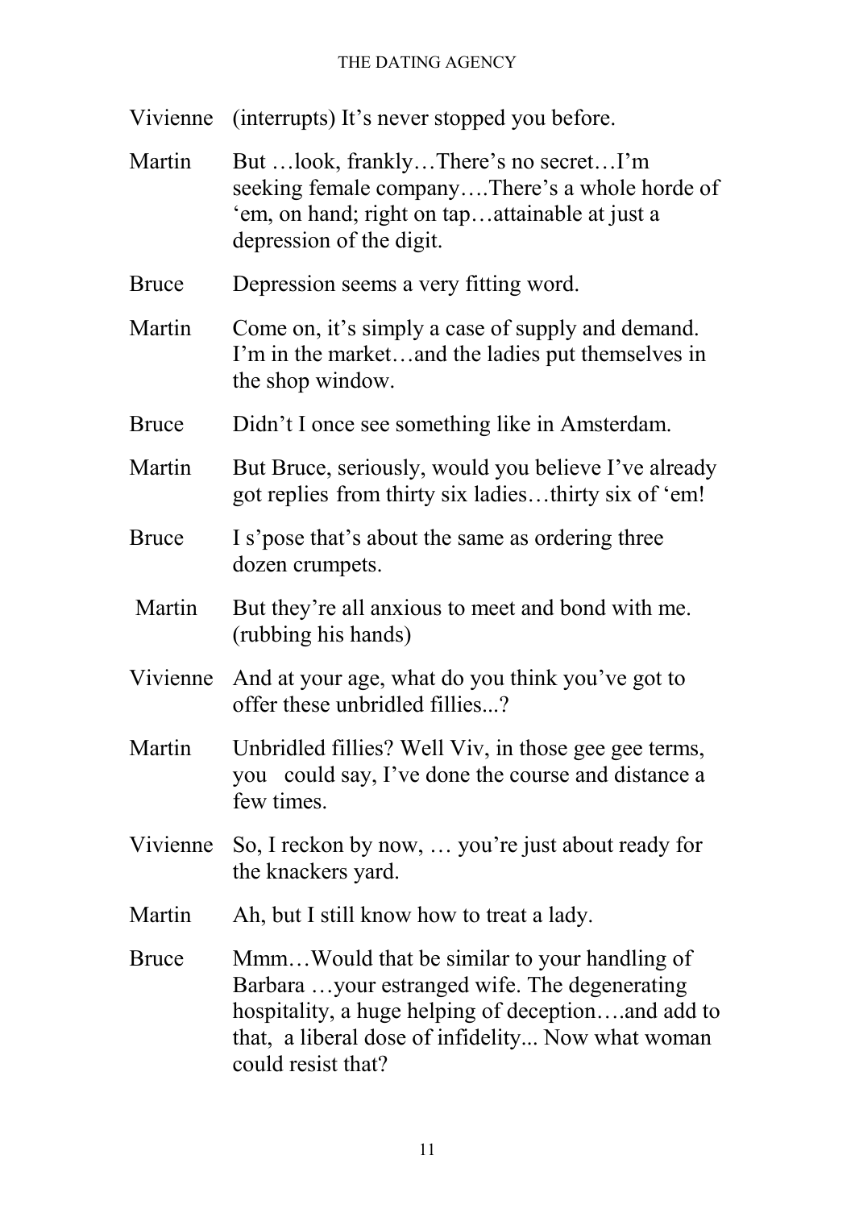Vivienne (interrupts) It's never stopped you before.

Martin But …look, frankly…There's no secret…I'm seeking female company….There's a whole horde of 'em, on hand; right on tap…attainable at just a depression of the digit.

Bruce Depression seems a very fitting word.

Martin Come on, it's simply a case of supply and demand. I'm in the market…and the ladies put themselves in the shop window.

Bruce Didn't I once see something like in Amsterdam.

Martin But Bruce, seriously, would you believe I've already got replies from thirty six ladies…thirty six of 'em!

Bruce I s'pose that's about the same as ordering three dozen crumpets.

Martin But they're all anxious to meet and bond with me. (rubbing his hands)

Vivienne And at your age, what do you think you've got to offer these unbridled fillies...?

Martin Unbridled fillies? Well Viv, in those gee gee terms, you could say, I've done the course and distance a few times.

Vivienne So, I reckon by now, … you're just about ready for the knackers yard.

Martin Ah, but I still know how to treat a lady.

Bruce Mmm…Would that be similar to your handling of Barbara …your estranged wife. The degenerating hospitality, a huge helping of deception….and add to that, a liberal dose of infidelity... Now what woman could resist that?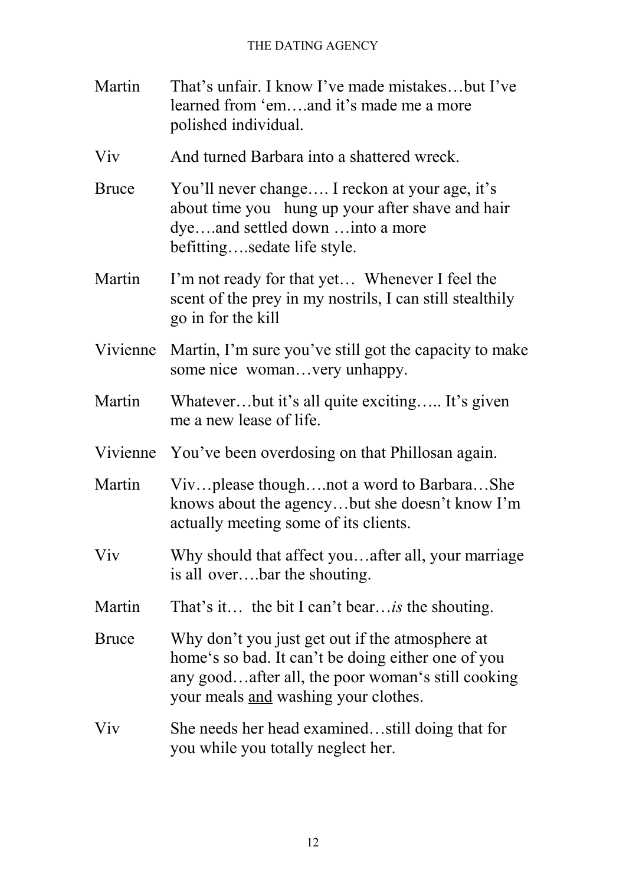Martin	That's unfair. I know I've made mistakes…but I've learned from 'em….and it's made me a more polished individual.

Viv	And turned Barbara into a shattered wreck.

Bruce	You'll never change…. I reckon at your age, it's about time you hung up your after shave and hair dye….and settled down …into a more befitting….sedate life style.

Martin	I'm not ready for that yet… Whenever I feel the scent of the prey in my nostrils, I can still stealthily go in for the kill

Vivienne	Martin, I'm sure you've still got the capacity to make some nice woman…very unhappy.

Martin	Whatever…but it's all quite exciting….. It's given me a new lease of life.

Vivienne	You've been overdosing on that Phillosan again.

Martin	Viv…please though….not a word to Barbara…She knows about the agency…but she doesn't know I'm actually meeting some of its clients.

Viv	Why should that affect you…after all, your marriage is all over….bar the shouting.

Martin	That's it… the bit I can't bear…*is* the shouting.

Bruce	Why don't you just get out if the atmosphere at home's so bad. It can't be doing either one of you any good…after all, the poor woman's still cooking your meals <u>and</u> washing your clothes.

Viv	She needs her head examined…still doing that for you while you totally neglect her.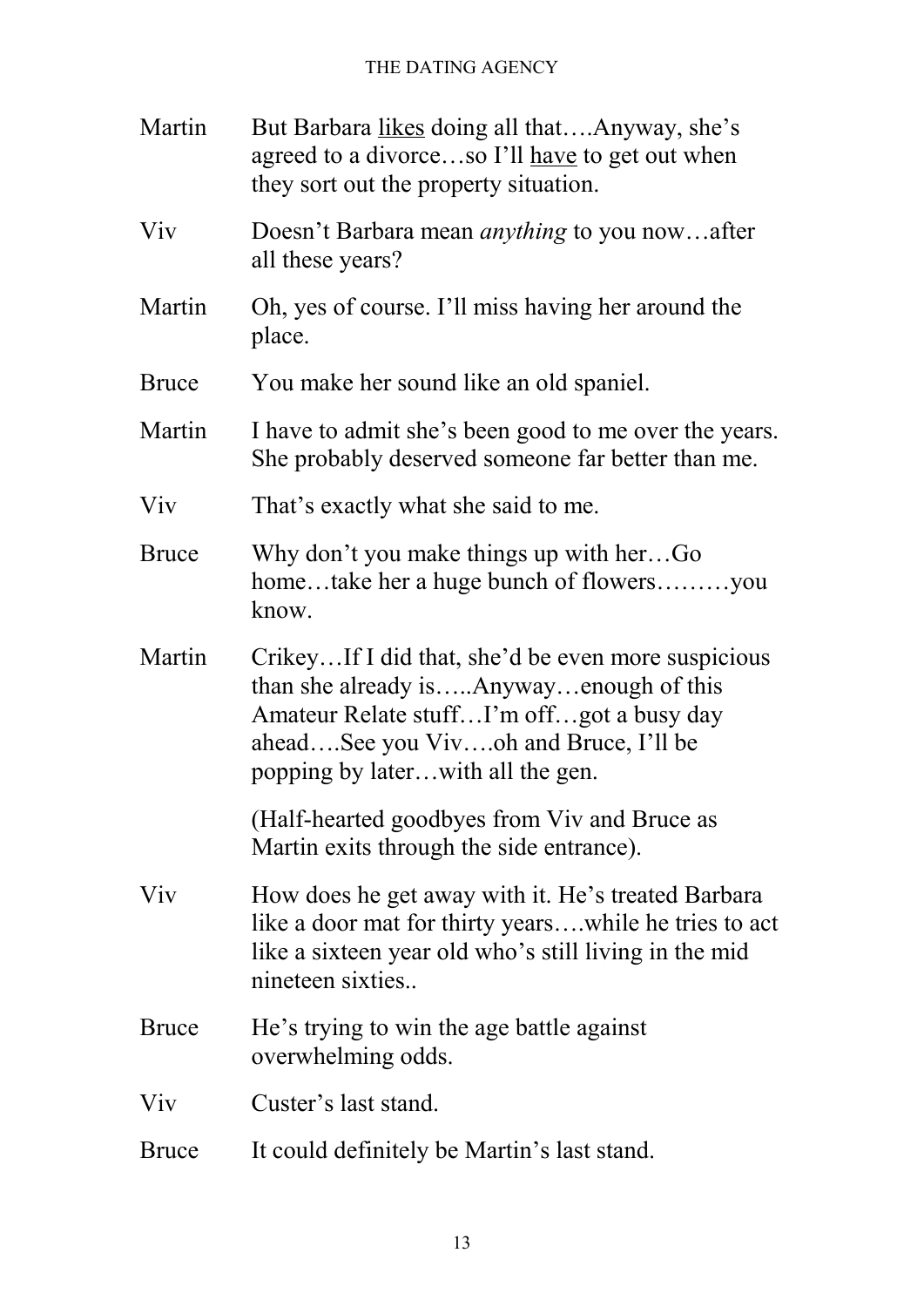**Martin** But Barbara <u>likes</u> doing all that….Anyway, she's agreed to a divorce…so I'll <u>have</u> to get out when they sort out the property situation.

**Viv** Doesn't Barbara mean *anything* to you now…after all these years?

**Martin** Oh, yes of course. I'll miss having her around the place.

**Bruce** You make her sound like an old spaniel.

**Martin** I have to admit she's been good to me over the years. She probably deserved someone far better than me.

**Viv** That's exactly what she said to me.

**Bruce** Why don't you make things up with her…Go home…take her a huge bunch of flowers………you know.

**Martin** Crikey…If I did that, she'd be even more suspicious than she already is…..Anyway…enough of this Amateur Relate stuff…I'm off…got a busy day ahead….See you Viv….oh and Bruce, I'll be popping by later…with all the gen.

(Half-hearted goodbyes from Viv and Bruce as Martin exits through the side entrance).

**Viv** How does he get away with it. He's treated Barbara like a door mat for thirty years….while he tries to act like a sixteen year old who's still living in the mid nineteen sixties..

**Bruce** He's trying to win the age battle against overwhelming odds.

**Viv** Custer's last stand.

**Bruce** It could definitely be Martin's last stand.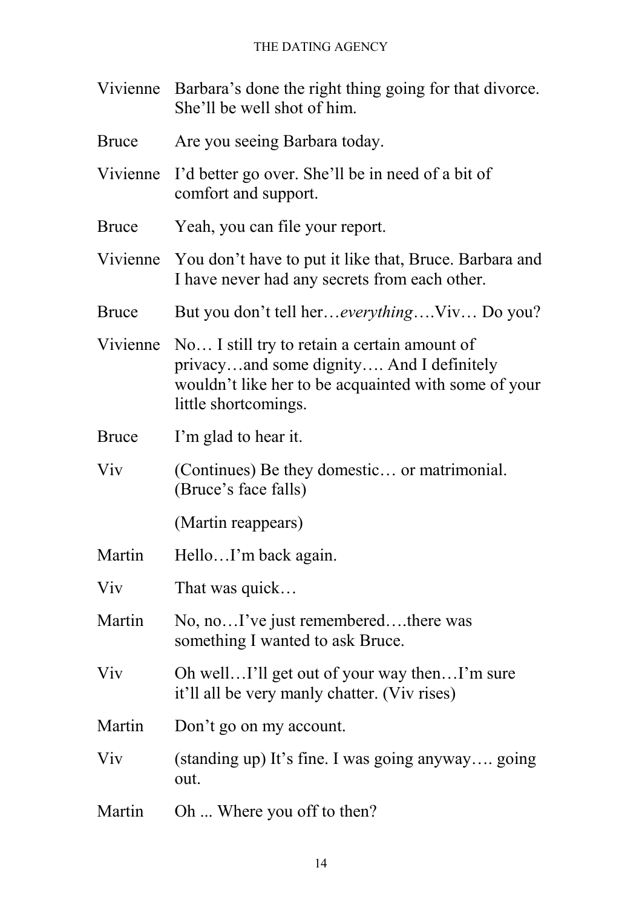Vivienne Barbara's done the right thing going for that divorce. She'll be well shot of him.

Bruce Are you seeing Barbara today.

Vivienne I'd better go over. She'll be in need of a bit of comfort and support.

Bruce Yeah, you can file your report.

Vivienne You don't have to put it like that, Bruce. Barbara and I have never had any secrets from each other.

Bruce But you don't tell her…*everything*….Viv… Do you?

Vivienne No… I still try to retain a certain amount of privacy…and some dignity…. And I definitely wouldn't like her to be acquainted with some of your little shortcomings.

Bruce I'm glad to hear it.

Viv (Continues) Be they domestic… or matrimonial. (Bruce's face falls)

(Martin reappears)

Martin Hello…I'm back again.

Viv That was quick…

Martin No, no…I've just remembered….there was something I wanted to ask Bruce.

Viv Oh well…I'll get out of your way then…I'm sure it'll all be very manly chatter. (Viv rises)

Martin Don't go on my account.

Viv (standing up) It's fine. I was going anyway…. going out.

Martin Oh ... Where you off to then?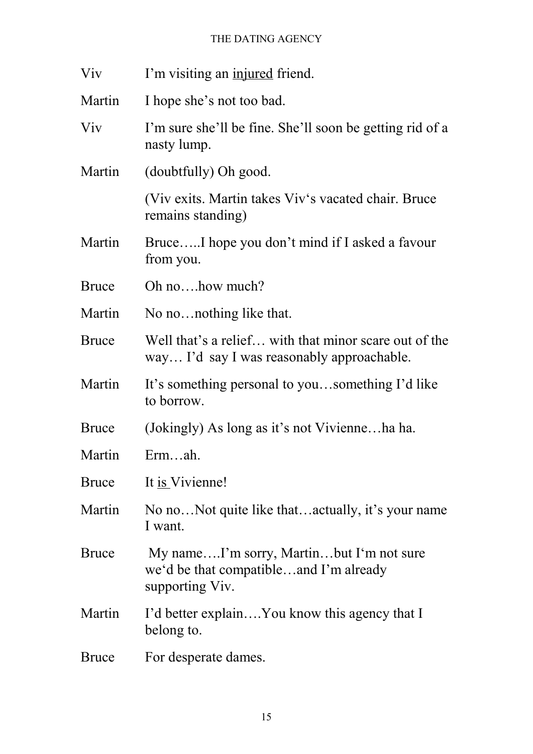**Viv** I'm visiting an <u>injured</u> friend.

**Martin** I hope she's not too bad.

**Viv** I'm sure she'll be fine. She'll soon be getting rid of a nasty lump.

**Martin** (doubtfully) Oh good.

(Viv exits. Martin takes Viv's vacated chair. Bruce remains standing)

**Martin** Bruce…..I hope you don't mind if I asked a favour from you.

**Bruce** Oh no….how much?

**Martin** No no…nothing like that.

**Bruce** Well that's a relief… with that minor scare out of the way… I'd say I was reasonably approachable.

**Martin** It's something personal to you…something I'd like to borrow.

**Bruce** (Jokingly) As long as it's not Vivienne…ha ha.

**Martin** Erm…ah.

**Bruce** It <u>is</u> Vivienne!

**Martin** No no…Not quite like that…actually, it's your name I want.

**Bruce** My name….I'm sorry, Martin…but I'm not sure we'd be that compatible…and I'm already supporting Viv.

**Martin** I'd better explain….You know this agency that I belong to.

**Bruce** For desperate dames.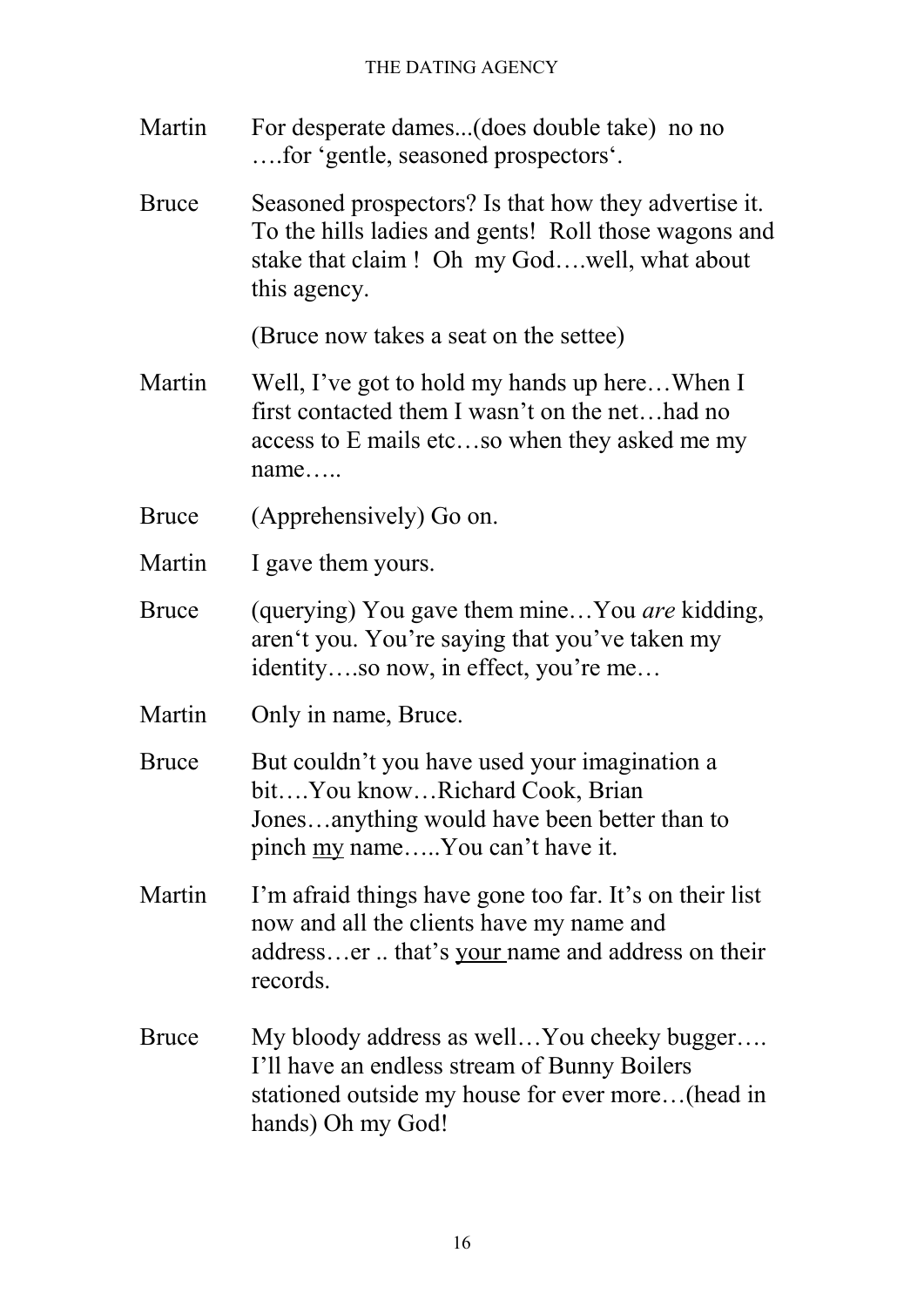Martin	For desperate dames...(does double take)  no no ….for 'gentle, seasoned prospectors'.

Bruce	Seasoned prospectors? Is that how they advertise it. To the hills ladies and gents!  Roll those wagons and stake that claim !  Oh  my God….well, what about this agency.

(Bruce now takes a seat on the settee)

Martin	Well, I've got to hold my hands up here…When I first contacted them I wasn't on the net…had no access to E mails etc…so when they asked me my name…..

Bruce	(Apprehensively) Go on.

Martin	I gave them yours.

Bruce	(querying) You gave them mine…You *are* kidding, aren't you. You're saying that you've taken my identity….so now, in effect, you're me…

Martin	Only in name, Bruce.

Bruce	But couldn't you have used your imagination a bit….You know…Richard Cook, Brian Jones…anything would have been better than to pinch <u>my</u> name…..You can't have it.

Martin	I'm afraid things have gone too far. It's on their list now and all the clients have my name and address…er .. that's <u>your</u> name and address on their records.

Bruce	My bloody address as well…You cheeky bugger…. I'll have an endless stream of Bunny Boilers stationed outside my house for ever more…(head in hands) Oh my God!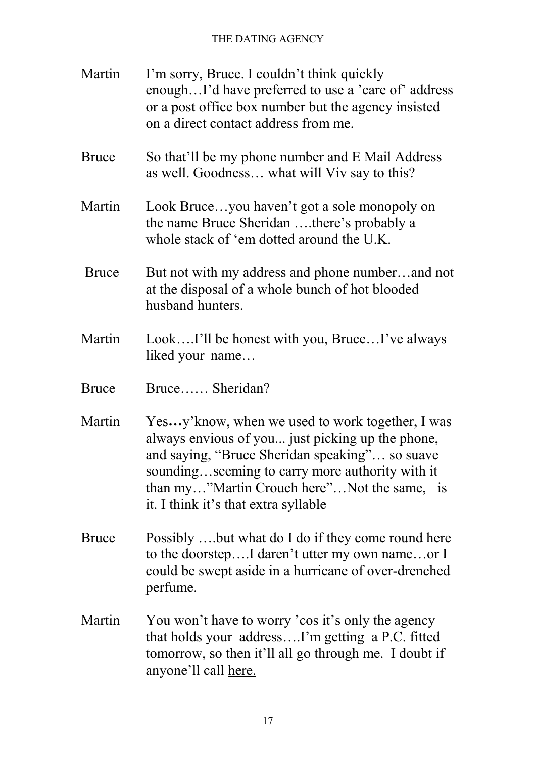Martin	I'm sorry, Bruce. I couldn't think quickly enough…I'd have preferred to use a 'care of' address or a post office box number but the agency insisted on a direct contact address from me.

Bruce	So that'll be my phone number and E Mail Address as well. Goodness… what will Viv say to this?

Martin	Look Bruce…you haven't got a sole monopoly on the name Bruce Sheridan ….there's probably a whole stack of 'em dotted around the U.K.

Bruce	But not with my address and phone number…and not at the disposal of a whole bunch of hot blooded husband hunters.

Martin	Look….I'll be honest with you, Bruce…I've always liked your name…

Bruce	Bruce…… Sheridan?

Martin	Yes**…**y'know, when we used to work together, I was always envious of you... just picking up the phone, and saying, "Bruce Sheridan speaking"… so suave sounding…seeming to carry more authority with it than my…"Martin Crouch here"…Not the same, is it. I think it's that extra syllable

Bruce	Possibly ….but what do I do if they come round here to the doorstep….I daren't utter my own name…or I could be swept aside in a hurricane of over-drenched perfume.

Martin	You won't have to worry 'cos it's only the agency that holds your address….I'm getting a P.C. fitted tomorrow, so then it'll all go through me. I doubt if anyone'll call <u>here.</u>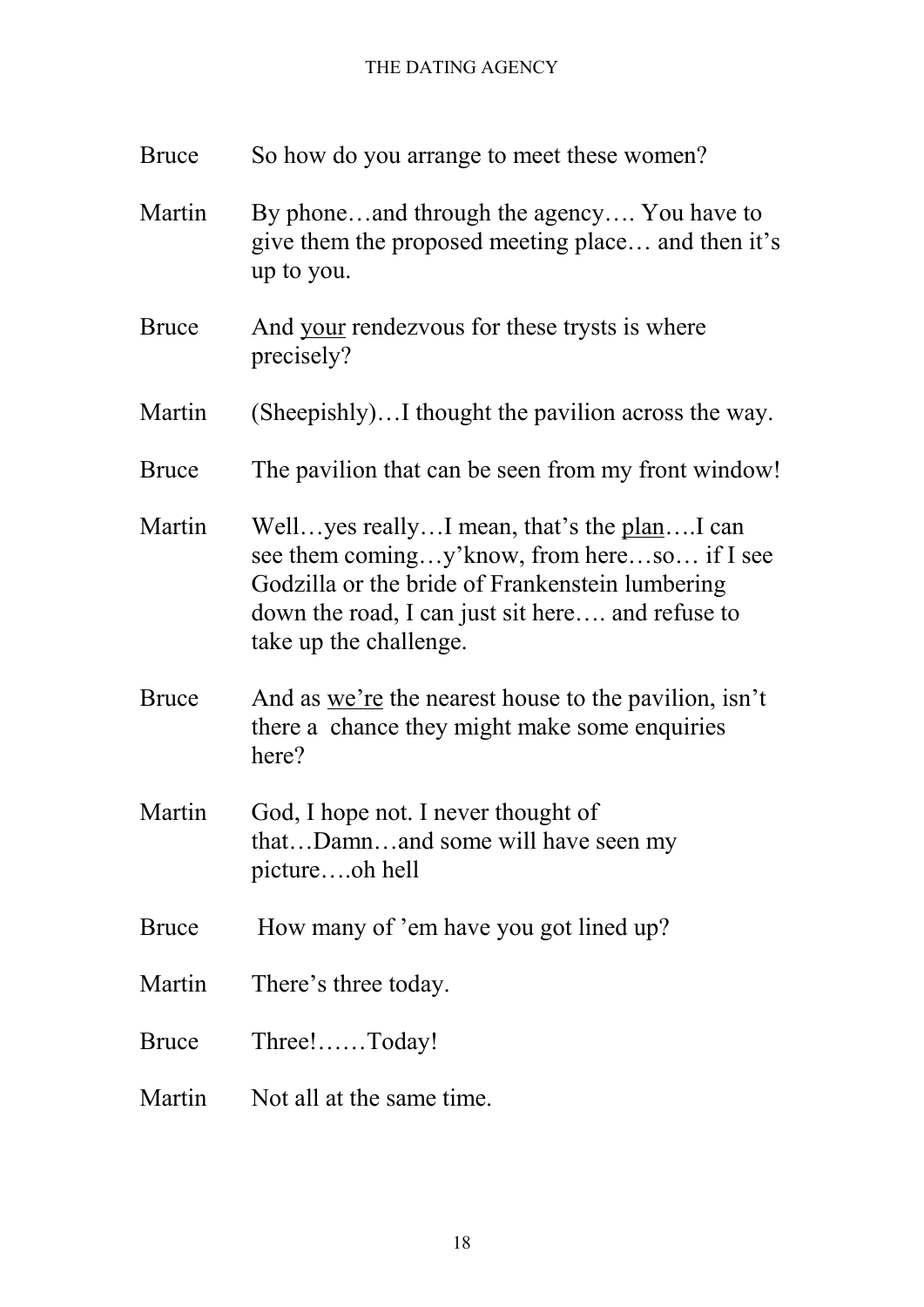Bruce So how do you arrange to meet these women?

Martin By phone…and through the agency…. You have to give them the proposed meeting place… and then it's up to you.

Bruce And <u>your</u> rendezvous for these trysts is where precisely?

Martin (Sheepishly)…I thought the pavilion across the way.

Bruce The pavilion that can be seen from my front window!

Martin Well…yes really…I mean, that's the <u>plan</u>….I can see them coming…y'know, from here…so… if I see Godzilla or the bride of Frankenstein lumbering down the road, I can just sit here…. and refuse to take up the challenge.

Bruce And as <u>we're</u> the nearest house to the pavilion, isn't there a chance they might make some enquiries here?

Martin God, I hope not. I never thought of that…Damn…and some will have seen my picture….oh hell

Bruce How many of 'em have you got lined up?

Martin There's three today.

Bruce Three!……Today!

Martin Not all at the same time.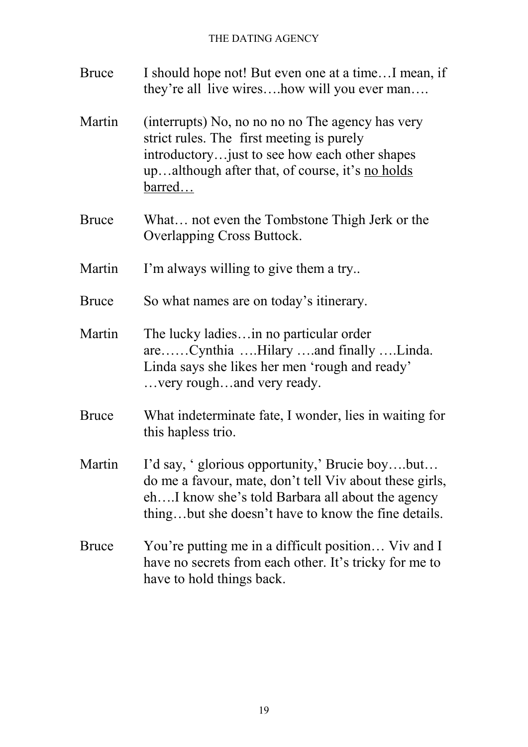Bruce I should hope not! But even one at a time…I mean, if they're all live wires….how will you ever man….

Martin (interrupts) No, no no no no The agency has very strict rules. The first meeting is purely introductory…just to see how each other shapes up…although after that, of course, it's <u>no holds barred…</u>

Bruce What… not even the Tombstone Thigh Jerk or the Overlapping Cross Buttock.

Martin I'm always willing to give them a try..

Bruce So what names are on today's itinerary.

Martin The lucky ladies…in no particular order are……Cynthia ….Hilary ….and finally ….Linda. Linda says she likes her men 'rough and ready' …very rough…and very ready.

Bruce What indeterminate fate, I wonder, lies in waiting for this hapless trio.

Martin I'd say, ' glorious opportunity,' Brucie boy….but… do me a favour, mate, don't tell Viv about these girls, eh….I know she's told Barbara all about the agency thing…but she doesn't have to know the fine details.

Bruce You're putting me in a difficult position… Viv and I have no secrets from each other. It's tricky for me to have to hold things back.